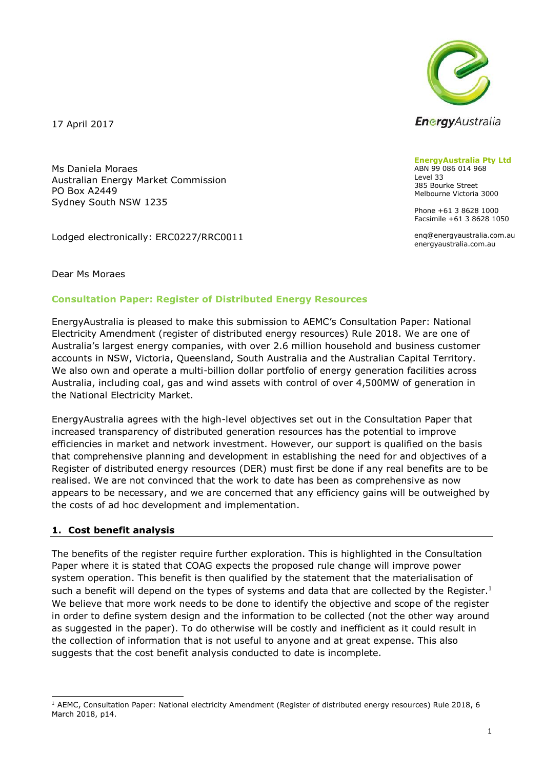17 April 2017

**EnergyAustralia Pty Ltd**
ABN 99 086 014 968
Level 33
385 Bourke Street
Melbourne Victoria 3000

Phone +61 3 8628 1000
Facsimile +61 3 8628 1050

enq@energyaustralia.com.au
energyaustralia.com.au

Ms Daniela Moraes
Australian Energy Market Commission
PO Box A2449
Sydney South NSW 1235

Lodged electronically: ERC0227/RRC0011

Dear Ms Moraes

**Consultation Paper: Register of Distributed Energy Resources**

EnergyAustralia is pleased to make this submission to AEMC's Consultation Paper: National Electricity Amendment (register of distributed energy resources) Rule 2018. We are one of Australia's largest energy companies, with over 2.6 million household and business customer accounts in NSW, Victoria, Queensland, South Australia and the Australian Capital Territory. We also own and operate a multi-billion dollar portfolio of energy generation facilities across Australia, including coal, gas and wind assets with control of over 4,500MW of generation in the National Electricity Market.

EnergyAustralia agrees with the high-level objectives set out in the Consultation Paper that increased transparency of distributed generation resources has the potential to improve efficiencies in market and network investment. However, our support is qualified on the basis that comprehensive planning and development in establishing the need for and objectives of a Register of distributed energy resources (DER) must first be done if any real benefits are to be realised. We are not convinced that the work to date has been as comprehensive as now appears to be necessary, and we are concerned that any efficiency gains will be outweighed by the costs of ad hoc development and implementation.

## 1. Cost benefit analysis

The benefits of the register require further exploration. This is highlighted in the Consultation Paper where it is stated that COAG expects the proposed rule change will improve power system operation. This benefit is then qualified by the statement that the materialisation of such a benefit will depend on the types of systems and data that are collected by the Register.[1] We believe that more work needs to be done to identify the objective and scope of the register in order to define system design and the information to be collected (not the other way around as suggested in the paper). To do otherwise will be costly and inefficient as it could result in the collection of information that is not useful to anyone and at great expense. This also suggests that the cost benefit analysis conducted to date is incomplete.

[1] AEMC, Consultation Paper: National electricity Amendment (Register of distributed energy resources) Rule 2018, 6 March 2018, p14.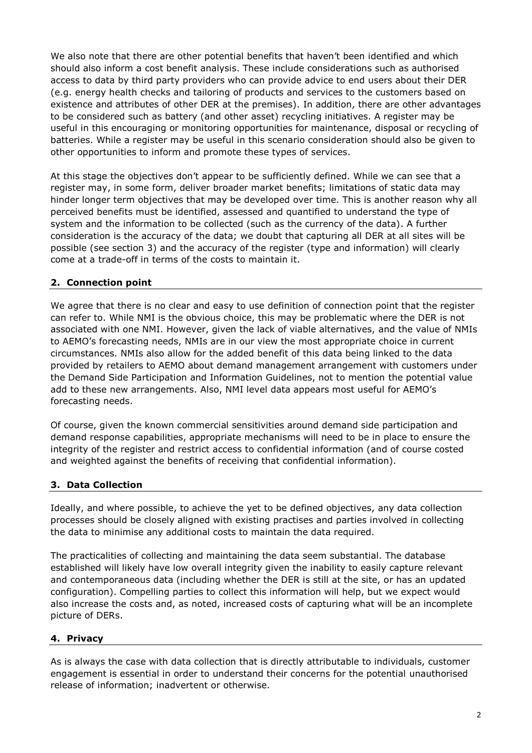We also note that there are other potential benefits that haven't been identified and which should also inform a cost benefit analysis. These include considerations such as authorised access to data by third party providers who can provide advice to end users about their DER (e.g. energy health checks and tailoring of products and services to the customers based on existence and attributes of other DER at the premises). In addition, there are other advantages to be considered such as battery (and other asset) recycling initiatives. A register may be useful in this encouraging or monitoring opportunities for maintenance, disposal or recycling of batteries. While a register may be useful in this scenario consideration should also be given to other opportunities to inform and promote these types of services.

At this stage the objectives don't appear to be sufficiently defined. While we can see that a register may, in some form, deliver broader market benefits; limitations of static data may hinder longer term objectives that may be developed over time. This is another reason why all perceived benefits must be identified, assessed and quantified to understand the type of system and the information to be collected (such as the currency of the data). A further consideration is the accuracy of the data; we doubt that capturing all DER at all sites will be possible (see section 3) and the accuracy of the register (type and information) will clearly come at a trade-off in terms of the costs to maintain it.

## 2. Connection point

We agree that there is no clear and easy to use definition of connection point that the register can refer to. While NMI is the obvious choice, this may be problematic where the DER is not associated with one NMI. However, given the lack of viable alternatives, and the value of NMIs to AEMO's forecasting needs, NMIs are in our view the most appropriate choice in current circumstances. NMIs also allow for the added benefit of this data being linked to the data provided by retailers to AEMO about demand management arrangement with customers under the Demand Side Participation and Information Guidelines, not to mention the potential value add to these new arrangements. Also, NMI level data appears most useful for AEMO's forecasting needs.

Of course, given the known commercial sensitivities around demand side participation and demand response capabilities, appropriate mechanisms will need to be in place to ensure the integrity of the register and restrict access to confidential information (and of course costed and weighted against the benefits of receiving that confidential information).

## 3. Data Collection

Ideally, and where possible, to achieve the yet to be defined objectives, any data collection processes should be closely aligned with existing practises and parties involved in collecting the data to minimise any additional costs to maintain the data required.

The practicalities of collecting and maintaining the data seem substantial. The database established will likely have low overall integrity given the inability to easily capture relevant and contemporaneous data (including whether the DER is still at the site, or has an updated configuration). Compelling parties to collect this information will help, but we expect would also increase the costs and, as noted, increased costs of capturing what will be an incomplete picture of DERs.

## 4. Privacy

As is always the case with data collection that is directly attributable to individuals, customer engagement is essential in order to understand their concerns for the potential unauthorised release of information; inadvertent or otherwise.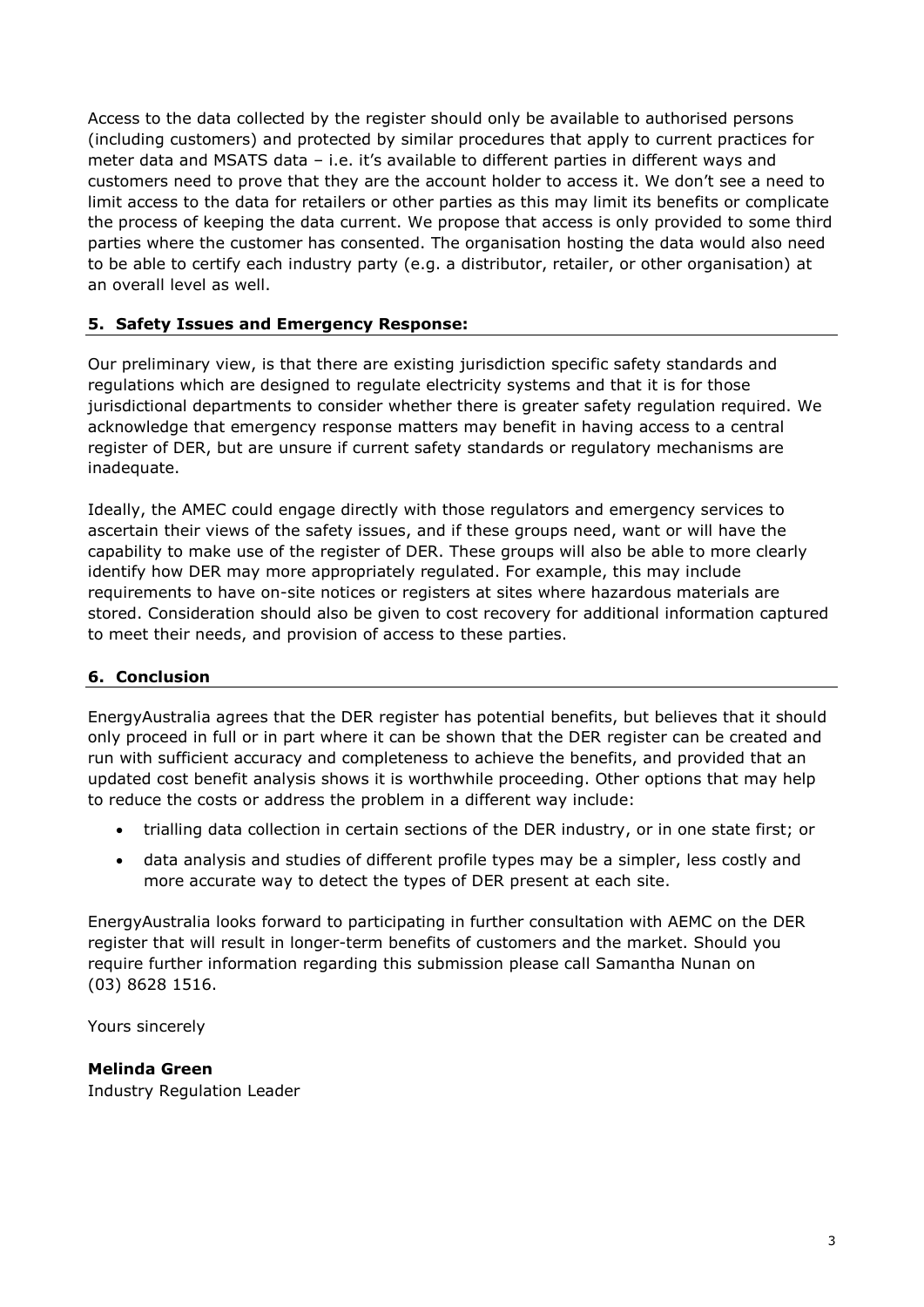Access to the data collected by the register should only be available to authorised persons (including customers) and protected by similar procedures that apply to current practices for meter data and MSATS data – i.e. it's available to different parties in different ways and customers need to prove that they are the account holder to access it. We don't see a need to limit access to the data for retailers or other parties as this may limit its benefits or complicate the process of keeping the data current. We propose that access is only provided to some third parties where the customer has consented. The organisation hosting the data would also need to be able to certify each industry party (e.g. a distributor, retailer, or other organisation) at an overall level as well.

## 5. Safety Issues and Emergency Response:

Our preliminary view, is that there are existing jurisdiction specific safety standards and regulations which are designed to regulate electricity systems and that it is for those jurisdictional departments to consider whether there is greater safety regulation required. We acknowledge that emergency response matters may benefit in having access to a central register of DER, but are unsure if current safety standards or regulatory mechanisms are inadequate.

Ideally, the AMEC could engage directly with those regulators and emergency services to ascertain their views of the safety issues, and if these groups need, want or will have the capability to make use of the register of DER. These groups will also be able to more clearly identify how DER may more appropriately regulated. For example, this may include requirements to have on-site notices or registers at sites where hazardous materials are stored. Consideration should also be given to cost recovery for additional information captured to meet their needs, and provision of access to these parties.

## 6. Conclusion

EnergyAustralia agrees that the DER register has potential benefits, but believes that it should only proceed in full or in part where it can be shown that the DER register can be created and run with sufficient accuracy and completeness to achieve the benefits, and provided that an updated cost benefit analysis shows it is worthwhile proceeding. Other options that may help to reduce the costs or address the problem in a different way include:

- trialling data collection in certain sections of the DER industry, or in one state first; or
- data analysis and studies of different profile types may be a simpler, less costly and more accurate way to detect the types of DER present at each site.

EnergyAustralia looks forward to participating in further consultation with AEMC on the DER register that will result in longer-term benefits of customers and the market. Should you require further information regarding this submission please call Samantha Nunan on (03) 8628 1516.

Yours sincerely

**Melinda Green**
Industry Regulation Leader